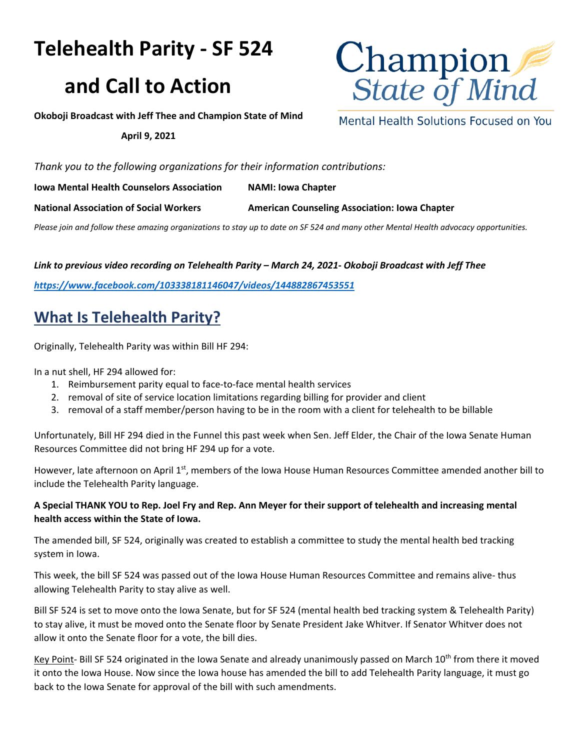# Telehealth Parity - SF 524

# and Call to Action

**Okoboji Broadcast with Jeff Thee and Champion State of Mind**

**April 9, 2021**

Champion State of Mind

Mental Health Solutions Focused on You

*Thank you to the following organizations for their information contributions:*

**Iowa Mental Health Counselors Association** | **NAMI: Iowa Chapter**

**National Association of Social Workers** | **American Counseling Association: Iowa Chapter**

*Please join and follow these amazing organizations to stay up to date on SF 524 and many other Mental Health advocacy opportunities.*

***Link to previous video recording on Telehealth Parity – March 24, 2021- Okoboji Broadcast with Jeff Thee***

***https://www.facebook.com/103338181146047/videos/144882867453551***

## What Is Telehealth Parity?

Originally, Telehealth Parity was within Bill HF 294:

In a nut shell, HF 294 allowed for:

1. Reimbursement parity equal to face-to-face mental health services
2. removal of site of service location limitations regarding billing for provider and client
3. removal of a staff member/person having to be in the room with a client for telehealth to be billable

Unfortunately, Bill HF 294 died in the Funnel this past week when Sen. Jeff Elder, the Chair of the Iowa Senate Human Resources Committee did not bring HF 294 up for a vote.

However, late afternoon on April 1st, members of the Iowa House Human Resources Committee amended another bill to include the Telehealth Parity language.

**A Special THANK YOU to Rep. Joel Fry and Rep. Ann Meyer for their support of telehealth and increasing mental health access within the State of Iowa.**

The amended bill, SF 524, originally was created to establish a committee to study the mental health bed tracking system in Iowa.

This week, the bill SF 524 was passed out of the Iowa House Human Resources Committee and remains alive- thus allowing Telehealth Parity to stay alive as well.

Bill SF 524 is set to move onto the Iowa Senate, but for SF 524 (mental health bed tracking system & Telehealth Parity) to stay alive, it must be moved onto the Senate floor by Senate President Jake Whitver. If Senator Whitver does not allow it onto the Senate floor for a vote, the bill dies.

Key Point- Bill SF 524 originated in the Iowa Senate and already unanimously passed on March 10th from there it moved it onto the Iowa House. Now since the Iowa house has amended the bill to add Telehealth Parity language, it must go back to the Iowa Senate for approval of the bill with such amendments.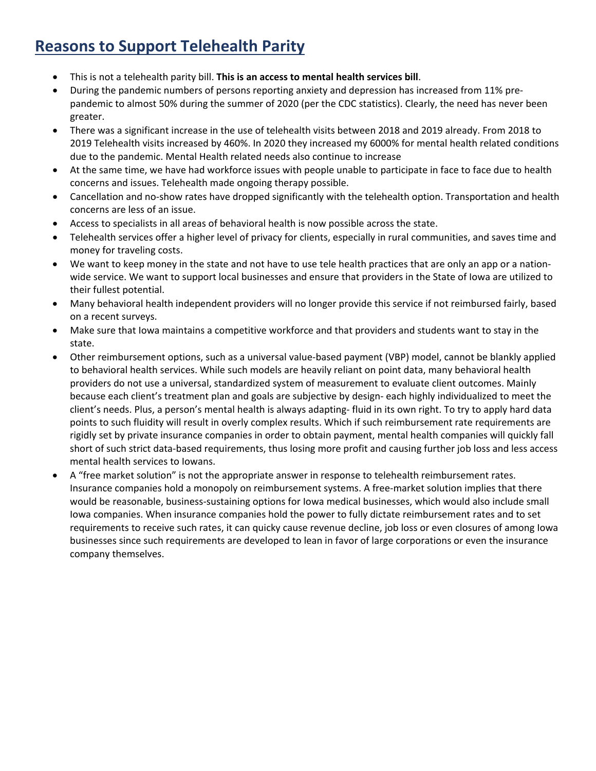## Reasons to Support Telehealth Parity

- This is not a telehealth parity bill. **This is an access to mental health services bill**.
- During the pandemic numbers of persons reporting anxiety and depression has increased from 11% pre-pandemic to almost 50% during the summer of 2020 (per the CDC statistics). Clearly, the need has never been greater.
- There was a significant increase in the use of telehealth visits between 2018 and 2019 already. From 2018 to 2019 Telehealth visits increased by 460%. In 2020 they increased my 6000% for mental health related conditions due to the pandemic. Mental Health related needs also continue to increase
- At the same time, we have had workforce issues with people unable to participate in face to face due to health concerns and issues. Telehealth made ongoing therapy possible.
- Cancellation and no-show rates have dropped significantly with the telehealth option. Transportation and health concerns are less of an issue.
- Access to specialists in all areas of behavioral health is now possible across the state.
- Telehealth services offer a higher level of privacy for clients, especially in rural communities, and saves time and money for traveling costs.
- We want to keep money in the state and not have to use tele health practices that are only an app or a nation-wide service. We want to support local businesses and ensure that providers in the State of Iowa are utilized to their fullest potential.
- Many behavioral health independent providers will no longer provide this service if not reimbursed fairly, based on a recent surveys.
- Make sure that Iowa maintains a competitive workforce and that providers and students want to stay in the state.
- Other reimbursement options, such as a universal value-based payment (VBP) model, cannot be blankly applied to behavioral health services. While such models are heavily reliant on point data, many behavioral health providers do not use a universal, standardized system of measurement to evaluate client outcomes. Mainly because each client's treatment plan and goals are subjective by design- each highly individualized to meet the client's needs. Plus, a person's mental health is always adapting- fluid in its own right. To try to apply hard data points to such fluidity will result in overly complex results. Which if such reimbursement rate requirements are rigidly set by private insurance companies in order to obtain payment, mental health companies will quickly fall short of such strict data-based requirements, thus losing more profit and causing further job loss and less access mental health services to Iowans.
- A "free market solution" is not the appropriate answer in response to telehealth reimbursement rates. Insurance companies hold a monopoly on reimbursement systems. A free-market solution implies that there would be reasonable, business-sustaining options for Iowa medical businesses, which would also include small Iowa companies. When insurance companies hold the power to fully dictate reimbursement rates and to set requirements to receive such rates, it can quicky cause revenue decline, job loss or even closures of among Iowa businesses since such requirements are developed to lean in favor of large corporations or even the insurance company themselves.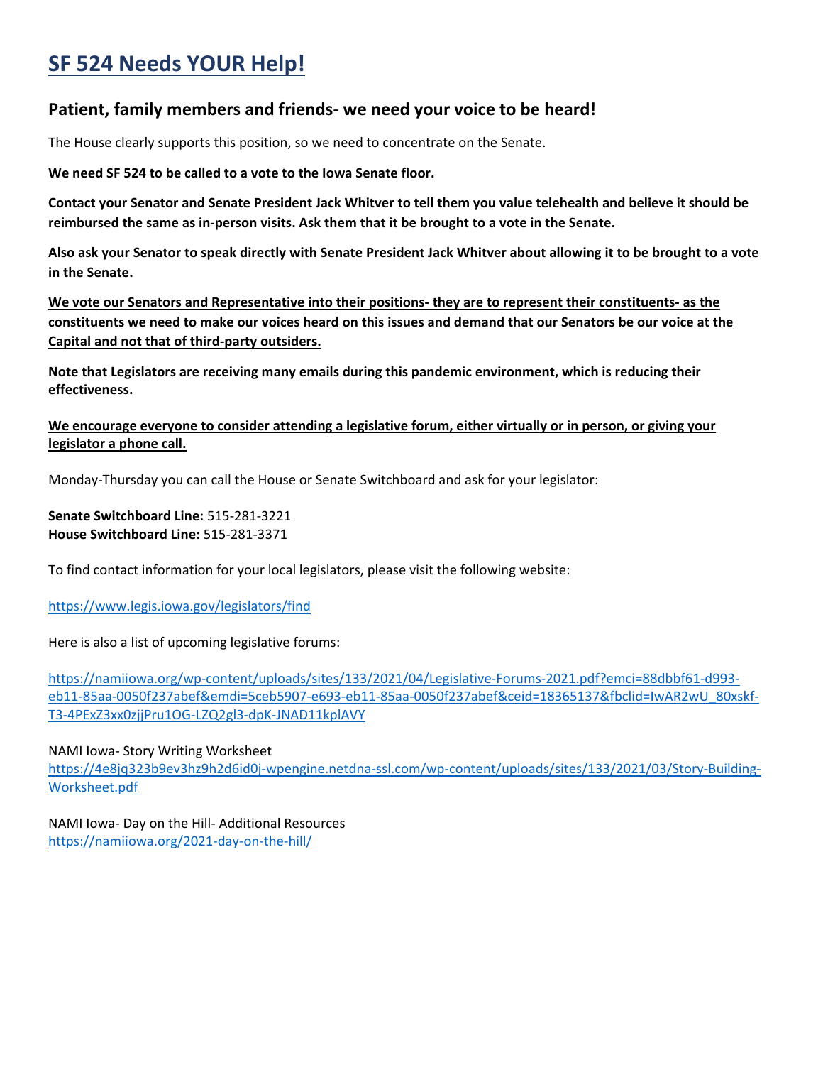# SF 524 Needs YOUR Help!

## Patient, family members and friends- we need your voice to be heard!

The House clearly supports this position, so we need to concentrate on the Senate.

**We need SF 524 to be called to a vote to the Iowa Senate floor.**

**Contact your Senator and Senate President Jack Whitver to tell them you value telehealth and believe it should be reimbursed the same as in-person visits. Ask them that it be brought to a vote in the Senate.**

**Also ask your Senator to speak directly with Senate President Jack Whitver about allowing it to be brought to a vote in the Senate.**

**We vote our Senators and Representative into their positions- they are to represent their constituents- as the constituents we need to make our voices heard on this issues and demand that our Senators be our voice at the Capital and not that of third-party outsiders.**

**Note that Legislators are receiving many emails during this pandemic environment, which is reducing their effectiveness.**

**We encourage everyone to consider attending a legislative forum, either virtually or in person, or giving your legislator a phone call.**

Monday-Thursday you can call the House or Senate Switchboard and ask for your legislator:

**Senate Switchboard Line:** 515-281-3221
**House Switchboard Line:** 515-281-3371

To find contact information for your local legislators, please visit the following website:

https://www.legis.iowa.gov/legislators/find

Here is also a list of upcoming legislative forums:

https://namiiowa.org/wp-content/uploads/sites/133/2021/04/Legislative-Forums-2021.pdf?emci=88dbbf61-d993-eb11-85aa-0050f237abef&emdi=5ceb5907-e693-eb11-85aa-0050f237abef&ceid=18365137&fbclid=IwAR2wU_80xskf-T3-4PExZ3xx0zjjPru1OG-LZQ2gl3-dpK-JNAD11kplAVY

NAMI Iowa- Story Writing Worksheet
https://4e8jq323b9ev3hz9h2d6id0j-wpengine.netdna-ssl.com/wp-content/uploads/sites/133/2021/03/Story-Building-Worksheet.pdf

NAMI Iowa- Day on the Hill- Additional Resources
https://namiiowa.org/2021-day-on-the-hill/